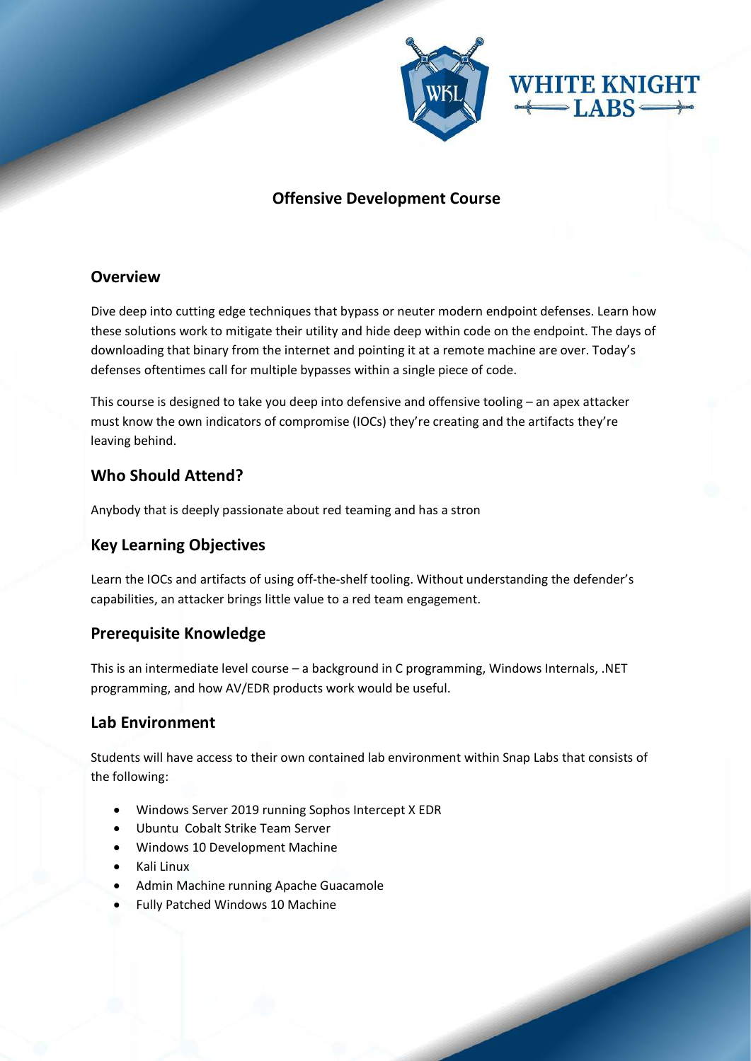# Offensive Development Course

## Overview

Dive deep into cutting edge techniques that bypass or neuter modern endpoint defenses. Learn how these solutions work to mitigate their utility and hide deep within code on the endpoint. The days of downloading that binary from the internet and pointing it at a remote machine are over. Today's defenses oftentimes call for multiple bypasses within a single piece of code.

This course is designed to take you deep into defensive and offensive tooling – an apex attacker must know the own indicators of compromise (IOCs) they're creating and the artifacts they're leaving behind.

## Who Should Attend?

Anybody that is deeply passionate about red teaming and has a stron

## Key Learning Objectives

Learn the IOCs and artifacts of using off-the-shelf tooling. Without understanding the defender's capabilities, an attacker brings little value to a red team engagement.

## Prerequisite Knowledge

This is an intermediate level course – a background in C programming, Windows Internals, .NET programming, and how AV/EDR products work would be useful.

## Lab Environment

Students will have access to their own contained lab environment within Snap Labs that consists of the following:

- Windows Server 2019 running Sophos Intercept X EDR
- Ubuntu Cobalt Strike Team Server
- Windows 10 Development Machine
- Kali Linux
- Admin Machine running Apache Guacamole
- Fully Patched Windows 10 Machine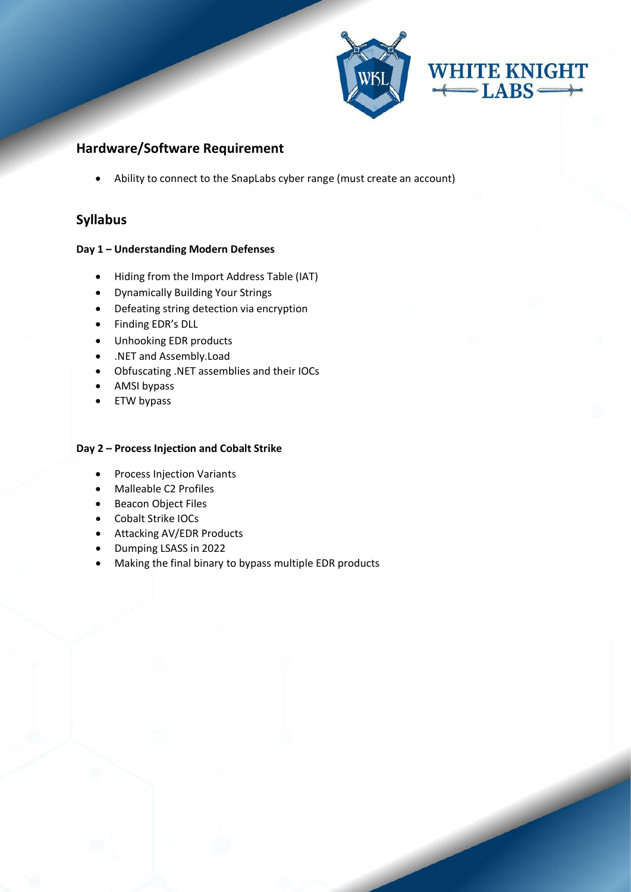## Hardware/Software Requirement

- Ability to connect to the SnapLabs cyber range (must create an account)

## Syllabus

**Day 1 – Understanding Modern Defenses**

- Hiding from the Import Address Table (IAT)
- Dynamically Building Your Strings
- Defeating string detection via encryption
- Finding EDR's DLL
- Unhooking EDR products
- .NET and Assembly.Load
- Obfuscating .NET assemblies and their IOCs
- AMSI bypass
- ETW bypass

**Day 2 – Process Injection and Cobalt Strike**

- Process Injection Variants
- Malleable C2 Profiles
- Beacon Object Files
- Cobalt Strike IOCs
- Attacking AV/EDR Products
- Dumping LSASS in 2022
- Making the final binary to bypass multiple EDR products